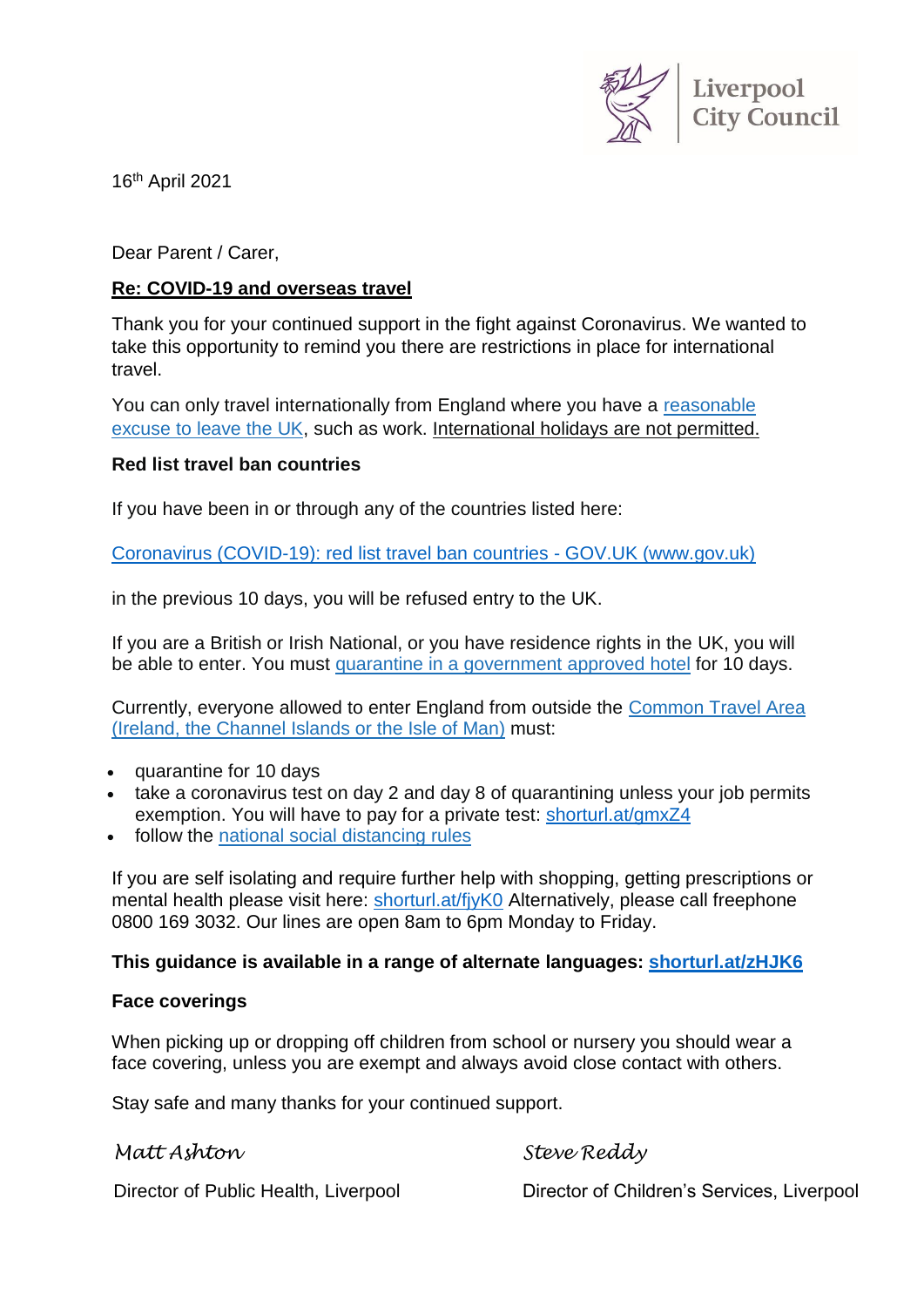Liverpool City Council

16th April 2021

Dear Parent / Carer,

**Re: COVID-19 and overseas travel**

Thank you for your continued support in the fight against Coronavirus. We wanted to take this opportunity to remind you there are restrictions in place for international travel.

You can only travel internationally from England where you have a reasonable excuse to leave the UK, such as work. International holidays are not permitted.

**Red list travel ban countries**

If you have been in or through any of the countries listed here:

Coronavirus (COVID-19): red list travel ban countries - GOV.UK (www.gov.uk)

in the previous 10 days, you will be refused entry to the UK.

If you are a British or Irish National, or you have residence rights in the UK, you will be able to enter. You must quarantine in a government approved hotel for 10 days.

Currently, everyone allowed to enter England from outside the Common Travel Area (Ireland, the Channel Islands or the Isle of Man) must:

- quarantine for 10 days
- take a coronavirus test on day 2 and day 8 of quarantining unless your job permits exemption. You will have to pay for a private test: shorturl.at/gmxZ4
- follow the national social distancing rules

If you are self isolating and require further help with shopping, getting prescriptions or mental health please visit here: shorturl.at/fjyK0 Alternatively, please call freephone 0800 169 3032. Our lines are open 8am to 6pm Monday to Friday.

**This guidance is available in a range of alternate languages: shorturl.at/zHJK6**

**Face coverings**

When picking up or dropping off children from school or nursery you should wear a face covering, unless you are exempt and always avoid close contact with others.

Stay safe and many thanks for your continued support.

*Matt Ashton*

Director of Public Health, Liverpool

*Steve Reddy*

Director of Children's Services, Liverpool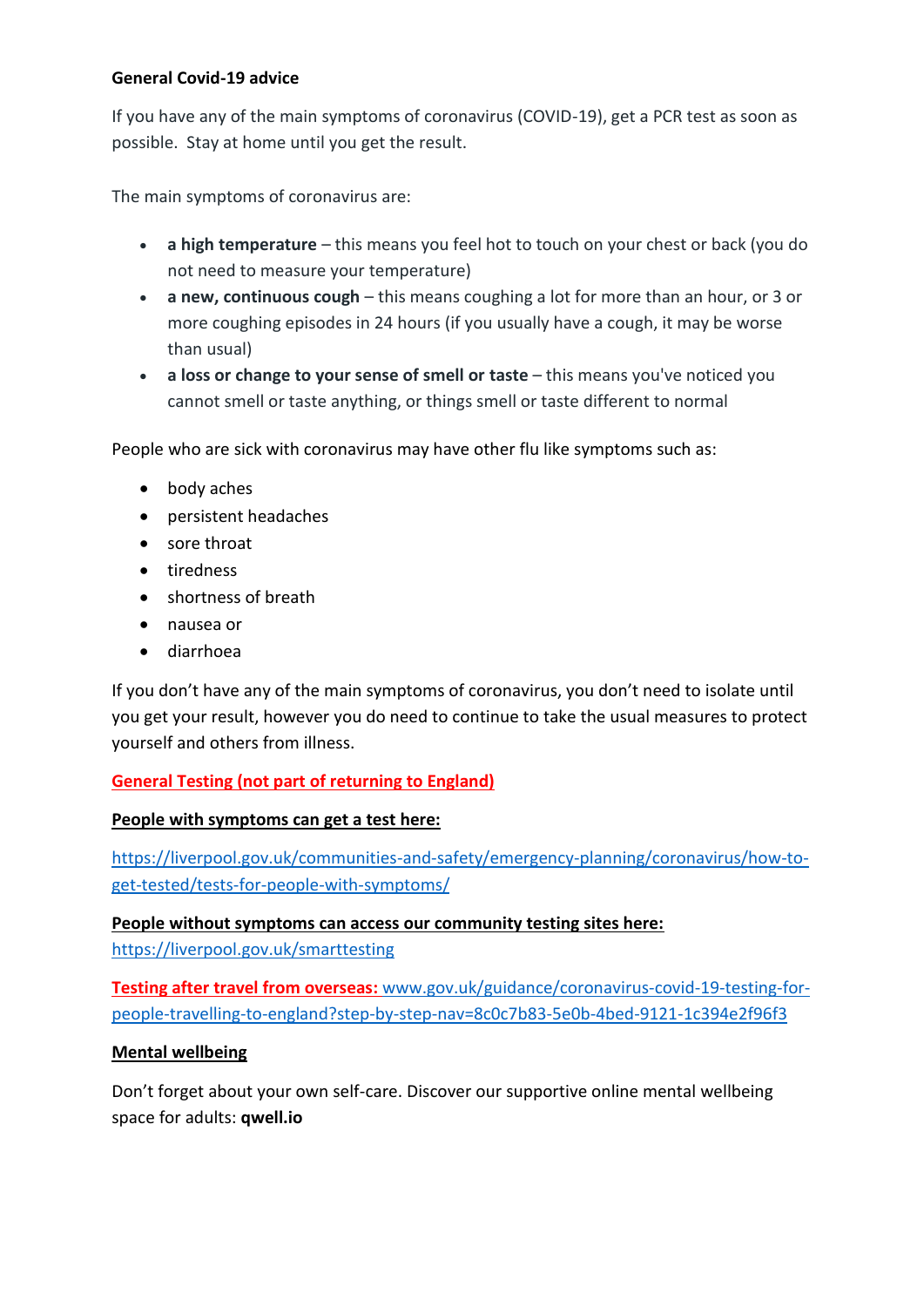**General Covid-19 advice**

If you have any of the main symptoms of coronavirus (COVID-19), get a PCR test as soon as possible. Stay at home until you get the result.

The main symptoms of coronavirus are:

- **a high temperature** – this means you feel hot to touch on your chest or back (you do not need to measure your temperature)
- **a new, continuous cough** – this means coughing a lot for more than an hour, or 3 or more coughing episodes in 24 hours (if you usually have a cough, it may be worse than usual)
- **a loss or change to your sense of smell or taste** – this means you've noticed you cannot smell or taste anything, or things smell or taste different to normal

People who are sick with coronavirus may have other flu like symptoms such as:

- body aches
- persistent headaches
- sore throat
- tiredness
- shortness of breath
- nausea or
- diarrhoea

If you don't have any of the main symptoms of coronavirus, you don't need to isolate until you get your result, however you do need to continue to take the usual measures to protect yourself and others from illness.

**General Testing (not part of returning to England)**

**People with symptoms can get a test here:**

https://liverpool.gov.uk/communities-and-safety/emergency-planning/coronavirus/how-to-get-tested/tests-for-people-with-symptoms/

**People without symptoms can access our community testing sites here:**
https://liverpool.gov.uk/smarttesting

**Testing after travel from overseas:** www.gov.uk/guidance/coronavirus-covid-19-testing-for-people-travelling-to-england?step-by-step-nav=8c0c7b83-5e0b-4bed-9121-1c394e2f96f3

**Mental wellbeing**

Don't forget about your own self-care. Discover our supportive online mental wellbeing space for adults: **qwell.io**